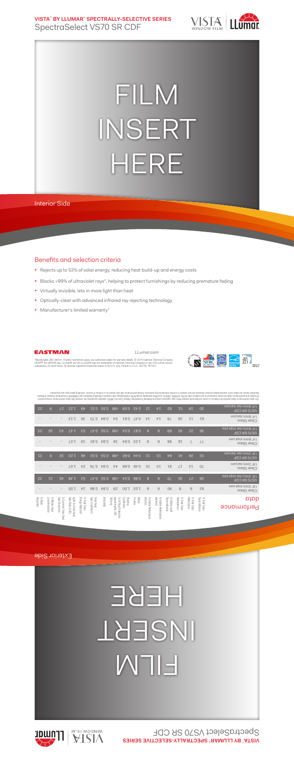# VISTA™ BY LLUMAR® SPECTRALLY-SELECTIVE SERIES

## SpectraSelect VS70 SR CDF

FILM INSERT HERE

Interior Side

## Benefits and selection criteria

- Rejects up to 53% of solar energy, reducing heat build-up and energy costs
- Blocks >99% of ultraviolet rays*, helping to protect furnishings by reducing premature fading
- Virtually invisible, lets in more light than heat
- Optically-clear with advanced infrared ray rejecting technology
- Manufacturer's limited warranty†

EASTMAN

LLumar.com

*Wavelengths 280-380nm. †Certain restrictions apply; see authorized dealer for warranty details. © 2016 Eastman Chemical Company. VISTA™, the VISTA® logo, LLumar® and the LLumar® logo are trademarks of Eastman Chemical Company or one of its wholly owned subsidiaries. As used herein, ® denotes registered trademark status in the U.S. only. Printed in U.S.A. (05/16) SP1031

| Performance data | % Total Solar Transmittance | % Total Solar Reflectance | % Total Solar Absorptance | % Visible Light Transmittance | % Visible Reflectance (exterior) | % Visible Reflectance (interior) | Winter U-Value | Shading Coefficient | % UV Rejection (wavelengths 280-380nm) | Emissivity | Solar Heat Gain Coefficient | % Total Solar Energy Rejected | Light to Solar Heat Gain Ratio (LSG) | % Solar Heat Gain Reduction | % Winter Heat Loss Reduction | % Glare Reduction |
|---|---|---|---|---|---|---|---|---|---|---|---|---|---|---|---|---|
| Clear Glass 1/8" (3mm) single pane | 83 | 8 | 9 | 90 | 8 | 8 | 1.03 | 1.00 | 29 | 0.84 | 0.86 | 14 | 1.05 | - | - | - |
| VS70 SR CDF 1/8" (3mm) clear single pane | 38 | 27 | 35 | 70 | 8 | 8 | 0.88 | 0.54 | >99 | 0.55 | 0.47 | 53 | 1.49 | 45 | 15 | 22 |
| Clear Glass 1/8" (3mm) dual pane | 70 | 13 | 17 | 81 | 15 | 15 | 0.48 | 0.88 | 44 | 0.84 | 0.76 | 24 | 1.07 | - | - | - |
| VS70 SR CDF 1/8" (3mm) clear dual pane | 33 | 26 | 41 | 64 | 15 | 12 | 0.44 | 0.60 | >99 | 0.55 | 0.52 | 48 | 1.23 | 32 | 8 | 21 |
| Clear Glass 1/4" (6mm) single pane | 77 | 7 | 16 | 88 | 8 | 8 | 1.03 | 0.94 | 38 | 0.84 | 0.82 | 18 | 1.07 | - | - | - |
| VS70 SR CDF 1/4" (6mm) clear single pane | 36 | 22 | 42 | 69 | 8 | 8 | 0.87 | 0.54 | >99 | 0.55 | 0.47 | 53 | 1.47 | 43 | 16 | 22 |
| Clear Glass 1/4" (6mm) dual pane | 61 | 11 | 28 | 79 | 14 | 14 | 0.47 | 0.81 | 54 | 0.84 | 0.70 | 30 | 1.13 | - | - | - |
| VS70 SR CDF 1/4" (6mm) clear dual pane | 30 | 19 | 51 | 62 | 14 | 12 | 0.43 | 0.59 | >99 | 0.55 | 0.51 | 49 | 1.22 | 27 | 9 | 22 |

The solar performance data reported for Vista by LLumar architectural window films was captured using the National Fenestration Rating Council's (NFRC) standard guidelines for window film solar performance measurement. All solar and performance data has been measured in accordance with ASTM, ASHRAE, AIMCAL and NFRC standards using NFRC methodology with Lawrence Berkeley National Lab's WINDOW Fenestration Analysis Software. Reported values are taken from representative product samples and are subject to normal manufacturing variances. Actual performance will vary based on a number of factors, including glass type and properties.

Exterior Side

FILM INSERT HERE

## SpectraSelect VS70 SR CDF

# VISTA™ BY LLUMAR® SPECTRALLY-SELECTIVE SERIES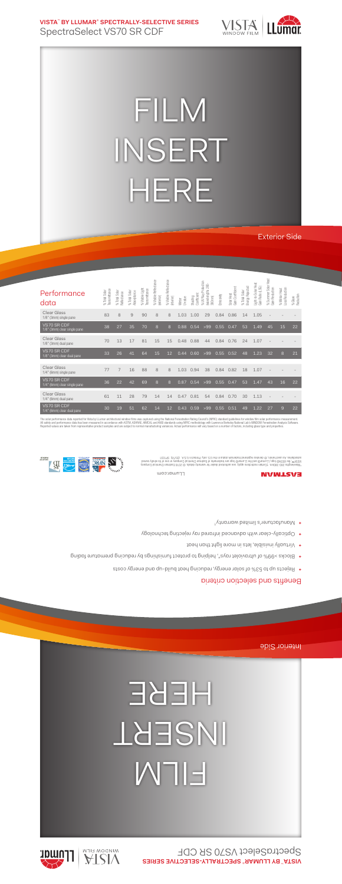**VISTA™ BY LLUMAR® SPECTRALLY-SELECTIVE SERIES**
SpectraSelect VS70 SR CDF

# FILM INSERT HERE

Exterior Side

## Performance data

| | % Total Solar Transmittance | % Total Solar Reflectance | % Total Solar Absorbance | % Visible Light Transmittance | % Visible Reflectance (exterior) | % Visible Reflectance (interior) | Winter U-value | Shading Coefficient | % UV Ray Reduction wavelengths 280-380nm | Emissivity | Solar Heat Gain Coefficient | % Total Solar Energy Rejected | Light to Solar Heat Gain Ratio (LSG) | % Summer Solar Heat Gain Reduction | % Winter Heat Loss Reduction | % Glare Reduction |
|---|---|---|---|---|---|---|---|---|---|---|---|---|---|---|---|---|
| Clear Glass 1/8" (3mm) single pane | 83 | 8 | 9 | 90 | 8 | 8 | 1.03 | 1.00 | 29 | 0.84 | 0.86 | 14 | 1.05 | - | - | - |
| VS70 SR CDF 1/8" (3mm) clear single pane | 38 | 27 | 35 | 70 | 8 | 8 | 0.88 | 0.54 | >99 | 0.55 | 0.47 | 53 | 1.49 | 45 | 15 | 22 |
| Clear Glass 1/8" (3mm) dual pane | 70 | 13 | 17 | 81 | 15 | 15 | 0.48 | 0.88 | 44 | 0.84 | 0.76 | 24 | 1.07 | - | - | - |
| VS70 SR CDF 1/8" (3mm) clear dual pane | 33 | 26 | 41 | 64 | 15 | 12 | 0.44 | 0.60 | >99 | 0.55 | 0.52 | 48 | 1.23 | 32 | 8 | 21 |
| Clear Glass 1/4" (6mm) single pane | 77 | 7 | 16 | 88 | 8 | 8 | 1.03 | 0.94 | 38 | 0.84 | 0.82 | 18 | 1.07 | - | - | - |
| VS70 SR CDF 1/4" (6mm) clear single pane | 36 | 22 | 42 | 69 | 8 | 8 | 0.87 | 0.54 | >99 | 0.55 | 0.47 | 53 | 1.47 | 43 | 16 | 22 |
| Clear Glass 1/4" (6mm) dual pane | 61 | 11 | 28 | 79 | 14 | 14 | 0.47 | 0.81 | 54 | 0.84 | 0.70 | 30 | 1.13 | - | - | - |
| VS70 SR CDF 1/4" (6mm) clear dual pane | 30 | 19 | 51 | 62 | 14 | 12 | 0.43 | 0.59 | >99 | 0.55 | 0.51 | 49 | 1.22 | 27 | 9 | 22 |

The solar performance data reported for Vista by LLumar architectural window films was captured using the National Fenestration Rating Council's (NFRC) standard guidelines for window film solar performance measurement. All safety and performance data has been measured in accordance with ASTM, ASHRAE, ANSI and ANSI standards using NFRC methodology with Lawrence Berkeley National Lab's WINDOW Fenestration Analysis Software. Reported values are taken from representative product samples and are subject to normal manufacturing variances. Actual performance will vary based on a number of factors, including glass type and properties.

EASTMAN

LLumar.com

## Benefits and selection criteria

- Rejects up to 53% of solar energy, reducing heat build-up and energy costs
- Blocks >99% of ultraviolet rays*, helping to protect furnishing by reducing premature fading
- Virtually invisible, lets in more light than heat
- Optically-clear with advanced infrared ray rejecting technology
- Manufacturer's limited warranty†

Interior Side

# FILM INSERT HERE

**VISTA™ BY LLUMAR® SPECTRALLY-SELECTIVE SERIES**
SpectraSelect VS70 SR CDF